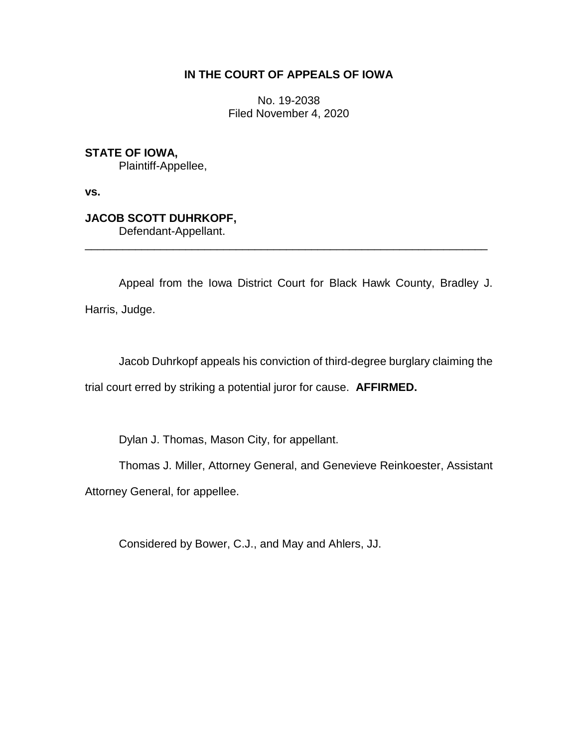**IN THE COURT OF APPEALS OF IOWA**

No. 19-2038
Filed November 4, 2020

**STATE OF IOWA,**
Plaintiff-Appellee,

**vs.**

**JACOB SCOTT DUHRKOPF,**
Defendant-Appellant.

---

Appeal from the Iowa District Court for Black Hawk County, Bradley J. Harris, Judge.

Jacob Duhrkopf appeals his conviction of third-degree burglary claiming the trial court erred by striking a potential juror for cause. **AFFIRMED.**

Dylan J. Thomas, Mason City, for appellant.

Thomas J. Miller, Attorney General, and Genevieve Reinkoester, Assistant Attorney General, for appellee.

Considered by Bower, C.J., and May and Ahlers, JJ.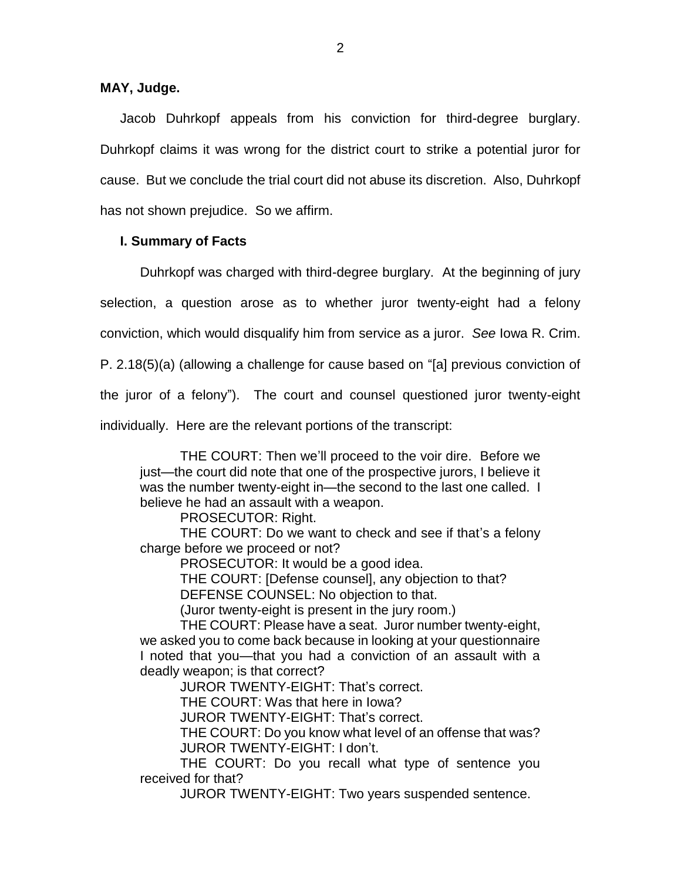**MAY, Judge.**

Jacob Duhrkopf appeals from his conviction for third-degree burglary. Duhrkopf claims it was wrong for the district court to strike a potential juror for cause. But we conclude the trial court did not abuse its discretion. Also, Duhrkopf has not shown prejudice. So we affirm.

## I. Summary of Facts

Duhrkopf was charged with third-degree burglary. At the beginning of jury selection, a question arose as to whether juror twenty-eight had a felony conviction, which would disqualify him from service as a juror. *See* Iowa R. Crim. P. 2.18(5)(a) (allowing a challenge for cause based on "[a] previous conviction of the juror of a felony"). The court and counsel questioned juror twenty-eight individually. Here are the relevant portions of the transcript:

> THE COURT: Then we'll proceed to the voir dire. Before we just—the court did note that one of the prospective jurors, I believe it was the number twenty-eight in—the second to the last one called. I believe he had an assault with a weapon.
>
> PROSECUTOR: Right.
>
> THE COURT: Do we want to check and see if that's a felony charge before we proceed or not?
>
> PROSECUTOR: It would be a good idea.
>
> THE COURT: [Defense counsel], any objection to that?
>
> DEFENSE COUNSEL: No objection to that.
>
> (Juror twenty-eight is present in the jury room.)
>
> THE COURT: Please have a seat. Juror number twenty-eight, we asked you to come back because in looking at your questionnaire I noted that you—that you had a conviction of an assault with a deadly weapon; is that correct?
>
> JUROR TWENTY-EIGHT: That's correct.
>
> THE COURT: Was that here in Iowa?
>
> JUROR TWENTY-EIGHT: That's correct.
>
> THE COURT: Do you know what level of an offense that was?
>
> JUROR TWENTY-EIGHT: I don't.
>
> THE COURT: Do you recall what type of sentence you received for that?
>
> JUROR TWENTY-EIGHT: Two years suspended sentence.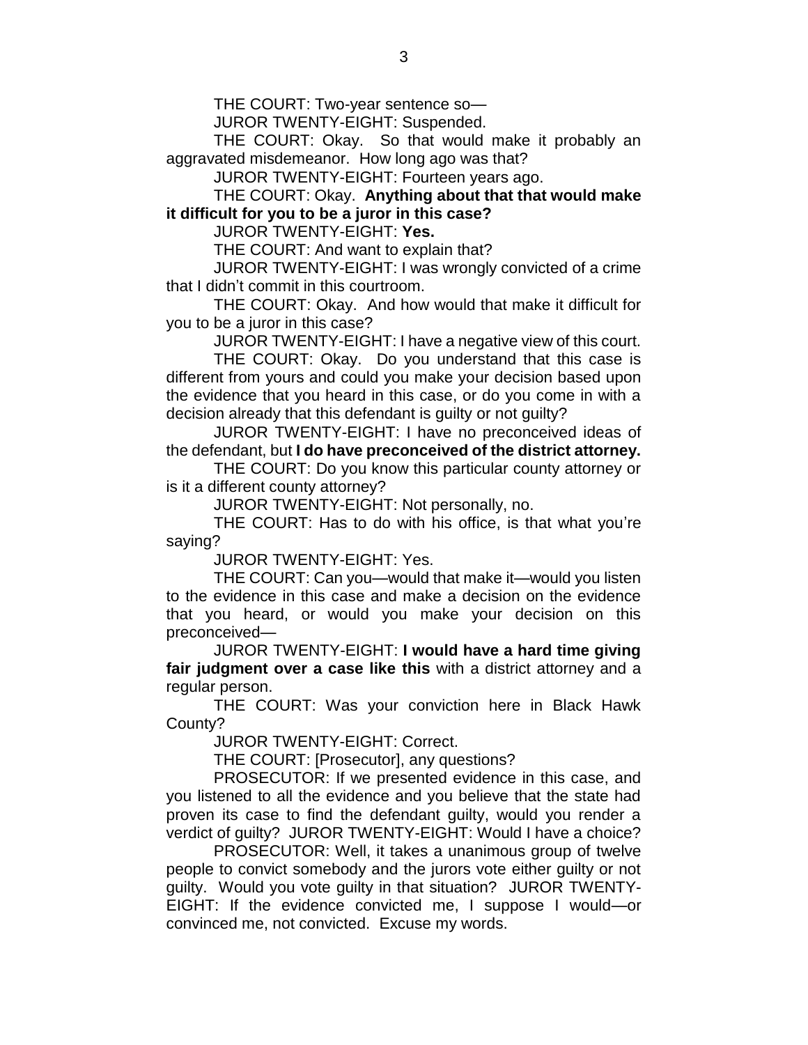THE COURT: Two-year sentence so—

JUROR TWENTY-EIGHT: Suspended.

THE COURT: Okay. So that would make it probably an aggravated misdemeanor. How long ago was that?

JUROR TWENTY-EIGHT: Fourteen years ago.

THE COURT: Okay. **Anything about that that would make it difficult for you to be a juror in this case?**

JUROR TWENTY-EIGHT: **Yes.**

THE COURT: And want to explain that?

JUROR TWENTY-EIGHT: I was wrongly convicted of a crime that I didn't commit in this courtroom.

THE COURT: Okay. And how would that make it difficult for you to be a juror in this case?

JUROR TWENTY-EIGHT: I have a negative view of this court.

THE COURT: Okay. Do you understand that this case is different from yours and could you make your decision based upon the evidence that you heard in this case, or do you come in with a decision already that this defendant is guilty or not guilty?

JUROR TWENTY-EIGHT: I have no preconceived ideas of the defendant, but **I do have preconceived of the district attorney.**

THE COURT: Do you know this particular county attorney or is it a different county attorney?

JUROR TWENTY-EIGHT: Not personally, no.

THE COURT: Has to do with his office, is that what you're saying?

JUROR TWENTY-EIGHT: Yes.

THE COURT: Can you—would that make it—would you listen to the evidence in this case and make a decision on the evidence that you heard, or would you make your decision on this preconceived—

JUROR TWENTY-EIGHT: **I would have a hard time giving fair judgment over a case like this** with a district attorney and a regular person.

THE COURT: Was your conviction here in Black Hawk County?

JUROR TWENTY-EIGHT: Correct.

THE COURT: [Prosecutor], any questions?

PROSECUTOR: If we presented evidence in this case, and you listened to all the evidence and you believe that the state had proven its case to find the defendant guilty, would you render a verdict of guilty? JUROR TWENTY-EIGHT: Would I have a choice?

PROSECUTOR: Well, it takes a unanimous group of twelve people to convict somebody and the jurors vote either guilty or not guilty. Would you vote guilty in that situation? JUROR TWENTY-EIGHT: If the evidence convicted me, I suppose I would—or convinced me, not convicted. Excuse my words.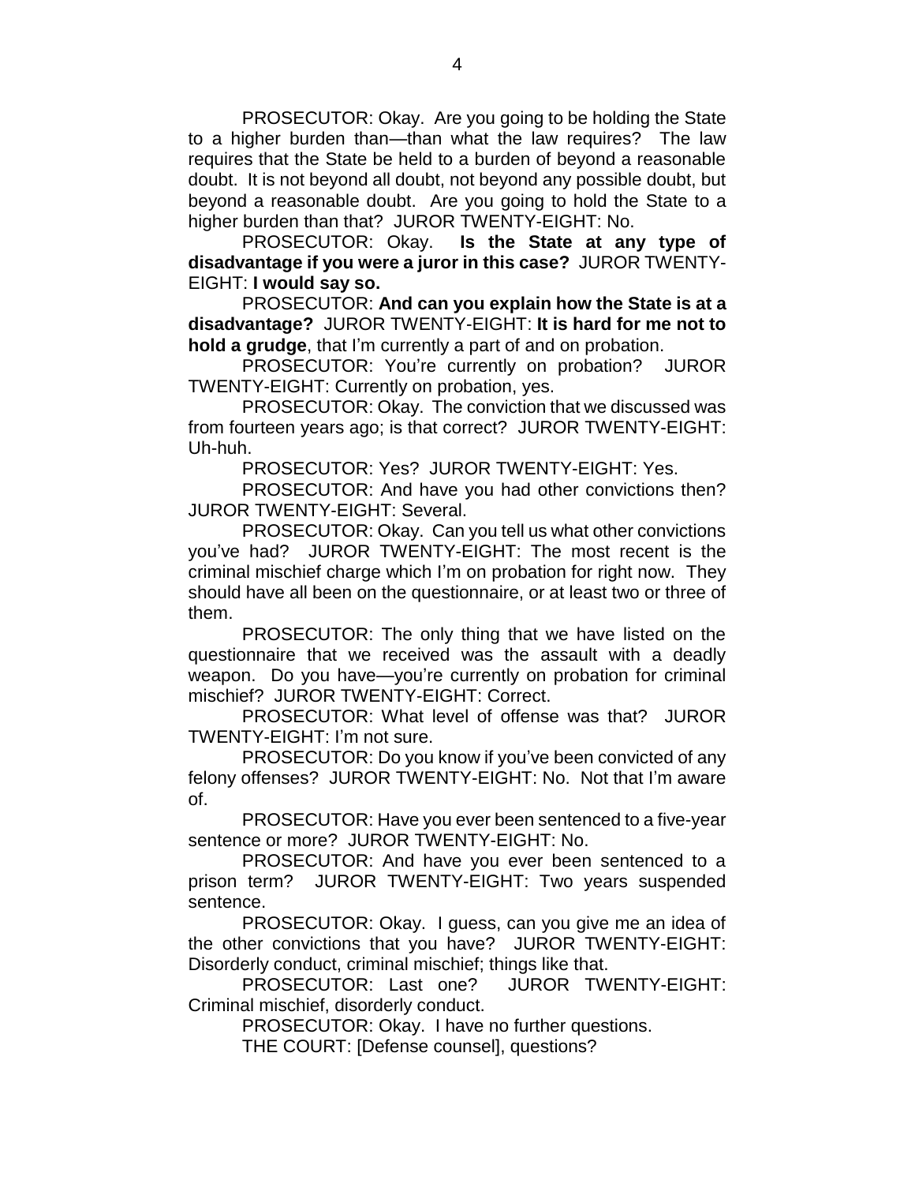PROSECUTOR: Okay. Are you going to be holding the State to a higher burden than—than what the law requires? The law requires that the State be held to a burden of beyond a reasonable doubt. It is not beyond all doubt, not beyond any possible doubt, but beyond a reasonable doubt. Are you going to hold the State to a higher burden than that? JUROR TWENTY-EIGHT: No.

PROSECUTOR: Okay. **Is the State at any type of disadvantage if you were a juror in this case?** JUROR TWENTY-EIGHT: **I would say so.**

PROSECUTOR: **And can you explain how the State is at a disadvantage?** JUROR TWENTY-EIGHT: **It is hard for me not to hold a grudge**, that I'm currently a part of and on probation.

PROSECUTOR: You're currently on probation? JUROR TWENTY-EIGHT: Currently on probation, yes.

PROSECUTOR: Okay. The conviction that we discussed was from fourteen years ago; is that correct? JUROR TWENTY-EIGHT: Uh-huh.

PROSECUTOR: Yes? JUROR TWENTY-EIGHT: Yes.

PROSECUTOR: And have you had other convictions then? JUROR TWENTY-EIGHT: Several.

PROSECUTOR: Okay. Can you tell us what other convictions you've had? JUROR TWENTY-EIGHT: The most recent is the criminal mischief charge which I'm on probation for right now. They should have all been on the questionnaire, or at least two or three of them.

PROSECUTOR: The only thing that we have listed on the questionnaire that we received was the assault with a deadly weapon. Do you have—you're currently on probation for criminal mischief? JUROR TWENTY-EIGHT: Correct.

PROSECUTOR: What level of offense was that? JUROR TWENTY-EIGHT: I'm not sure.

PROSECUTOR: Do you know if you've been convicted of any felony offenses? JUROR TWENTY-EIGHT: No. Not that I'm aware of.

PROSECUTOR: Have you ever been sentenced to a five-year sentence or more? JUROR TWENTY-EIGHT: No.

PROSECUTOR: And have you ever been sentenced to a prison term? JUROR TWENTY-EIGHT: Two years suspended sentence.

PROSECUTOR: Okay. I guess, can you give me an idea of the other convictions that you have? JUROR TWENTY-EIGHT: Disorderly conduct, criminal mischief; things like that.

PROSECUTOR: Last one? JUROR TWENTY-EIGHT: Criminal mischief, disorderly conduct.

PROSECUTOR: Okay. I have no further questions.

THE COURT: [Defense counsel], questions?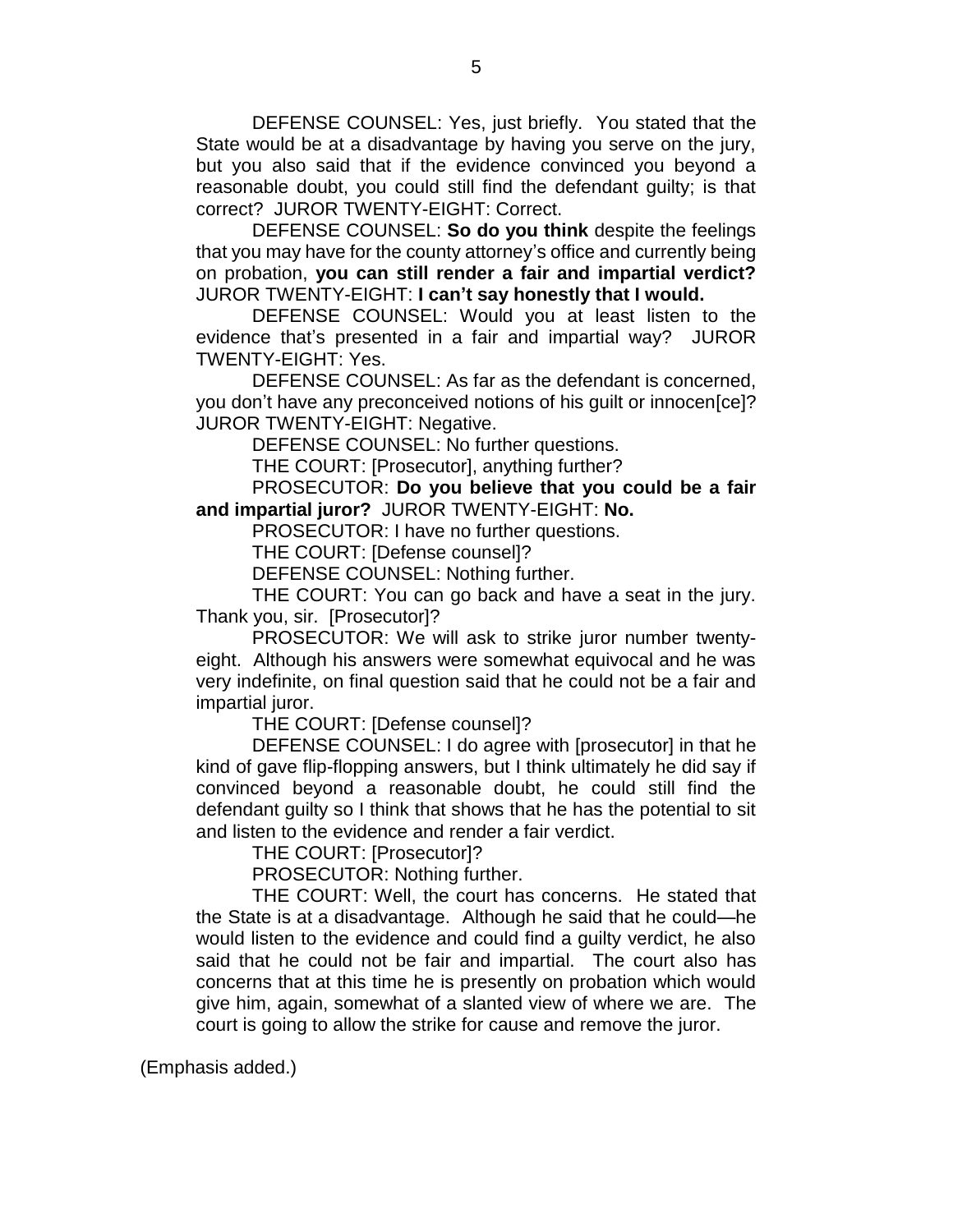DEFENSE COUNSEL: Yes, just briefly. You stated that the State would be at a disadvantage by having you serve on the jury, but you also said that if the evidence convinced you beyond a reasonable doubt, you could still find the defendant guilty; is that correct? JUROR TWENTY-EIGHT: Correct.

DEFENSE COUNSEL: **So do you think** despite the feelings that you may have for the county attorney's office and currently being on probation, **you can still render a fair and impartial verdict?** JUROR TWENTY-EIGHT: **I can't say honestly that I would.**

DEFENSE COUNSEL: Would you at least listen to the evidence that's presented in a fair and impartial way? JUROR TWENTY-EIGHT: Yes.

DEFENSE COUNSEL: As far as the defendant is concerned, you don't have any preconceived notions of his guilt or innocen[ce]? JUROR TWENTY-EIGHT: Negative.

DEFENSE COUNSEL: No further questions.

THE COURT: [Prosecutor], anything further?

PROSECUTOR: **Do you believe that you could be a fair and impartial juror?** JUROR TWENTY-EIGHT: **No.**

PROSECUTOR: I have no further questions.

THE COURT: [Defense counsel]?

DEFENSE COUNSEL: Nothing further.

THE COURT: You can go back and have a seat in the jury. Thank you, sir. [Prosecutor]?

PROSECUTOR: We will ask to strike juror number twenty-eight. Although his answers were somewhat equivocal and he was very indefinite, on final question said that he could not be a fair and impartial juror.

THE COURT: [Defense counsel]?

DEFENSE COUNSEL: I do agree with [prosecutor] in that he kind of gave flip-flopping answers, but I think ultimately he did say if convinced beyond a reasonable doubt, he could still find the defendant guilty so I think that shows that he has the potential to sit and listen to the evidence and render a fair verdict.

THE COURT: [Prosecutor]?

PROSECUTOR: Nothing further.

THE COURT: Well, the court has concerns. He stated that the State is at a disadvantage. Although he said that he could—he would listen to the evidence and could find a guilty verdict, he also said that he could not be fair and impartial. The court also has concerns that at this time he is presently on probation which would give him, again, somewhat of a slanted view of where we are. The court is going to allow the strike for cause and remove the juror.

(Emphasis added.)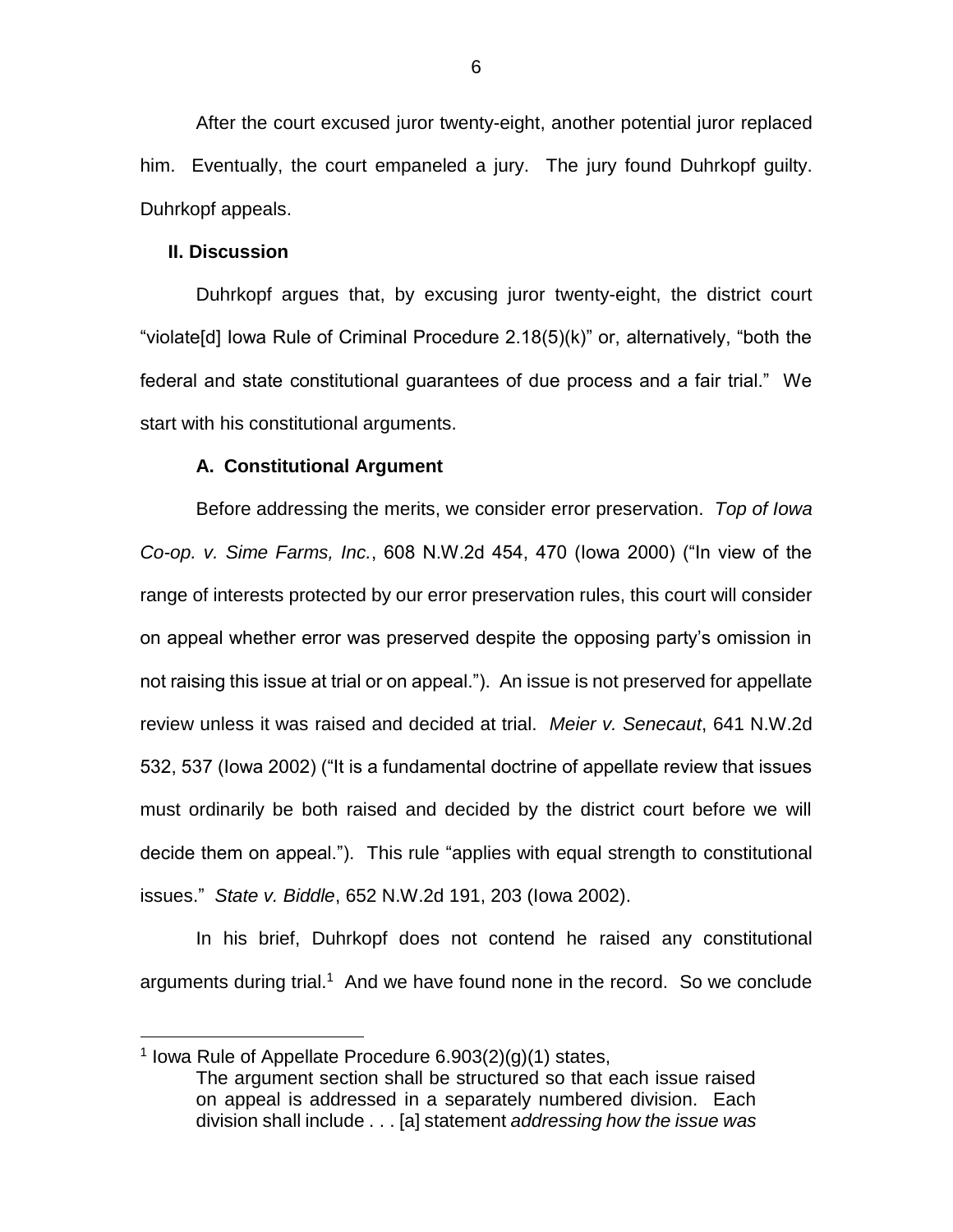After the court excused juror twenty-eight, another potential juror replaced him. Eventually, the court empaneled a jury. The jury found Duhrkopf guilty. Duhrkopf appeals.

## II. Discussion

Duhrkopf argues that, by excusing juror twenty-eight, the district court "violate[d] Iowa Rule of Criminal Procedure 2.18(5)(k)" or, alternatively, "both the federal and state constitutional guarantees of due process and a fair trial." We start with his constitutional arguments.

### A. Constitutional Argument

Before addressing the merits, we consider error preservation. *Top of Iowa Co-op. v. Sime Farms, Inc.*, 608 N.W.2d 454, 470 (Iowa 2000) ("In view of the range of interests protected by our error preservation rules, this court will consider on appeal whether error was preserved despite the opposing party's omission in not raising this issue at trial or on appeal."). An issue is not preserved for appellate review unless it was raised and decided at trial. *Meier v. Senecaut*, 641 N.W.2d 532, 537 (Iowa 2002) ("It is a fundamental doctrine of appellate review that issues must ordinarily be both raised and decided by the district court before we will decide them on appeal."). This rule "applies with equal strength to constitutional issues." *State v. Biddle*, 652 N.W.2d 191, 203 (Iowa 2002).

In his brief, Duhrkopf does not contend he raised any constitutional arguments during trial.[1] And we have found none in the record. So we conclude

---

[1] Iowa Rule of Appellate Procedure 6.903(2)(g)(1) states,

> The argument section shall be structured so that each issue raised on appeal is addressed in a separately numbered division. Each division shall include . . . [a] statement *addressing how the issue was*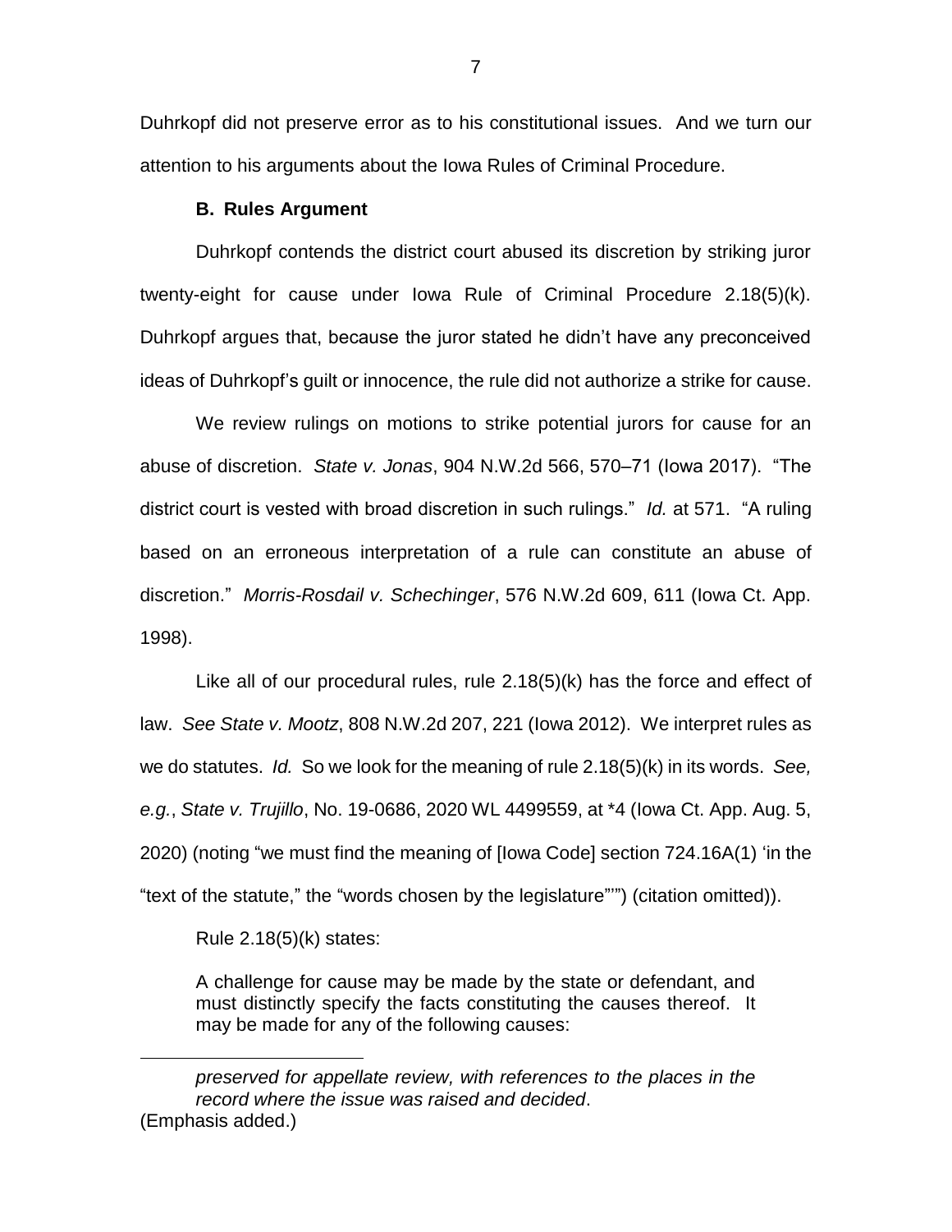Duhrkopf did not preserve error as to his constitutional issues. And we turn our attention to his arguments about the Iowa Rules of Criminal Procedure.

### B. Rules Argument

Duhrkopf contends the district court abused its discretion by striking juror twenty-eight for cause under Iowa Rule of Criminal Procedure 2.18(5)(k). Duhrkopf argues that, because the juror stated he didn't have any preconceived ideas of Duhrkopf's guilt or innocence, the rule did not authorize a strike for cause.

We review rulings on motions to strike potential jurors for cause for an abuse of discretion. *State v. Jonas*, 904 N.W.2d 566, 570–71 (Iowa 2017). "The district court is vested with broad discretion in such rulings." *Id.* at 571. "A ruling based on an erroneous interpretation of a rule can constitute an abuse of discretion." *Morris-Rosdail v. Schechinger*, 576 N.W.2d 609, 611 (Iowa Ct. App. 1998).

Like all of our procedural rules, rule 2.18(5)(k) has the force and effect of law. *See State v. Mootz*, 808 N.W.2d 207, 221 (Iowa 2012). We interpret rules as we do statutes. *Id.* So we look for the meaning of rule 2.18(5)(k) in its words. *See, e.g.*, *State v. Trujillo*, No. 19-0686, 2020 WL 4499559, at \*4 (Iowa Ct. App. Aug. 5, 2020) (noting "we must find the meaning of [Iowa Code] section 724.16A(1) 'in the "text of the statute," the "words chosen by the legislature"'") (citation omitted)).

Rule 2.18(5)(k) states:

> A challenge for cause may be made by the state or defendant, and must distinctly specify the facts constituting the causes thereof. It may be made for any of the following causes:

---

> *preserved for appellate review, with references to the places in the record where the issue was raised and decided*.

(Emphasis added.)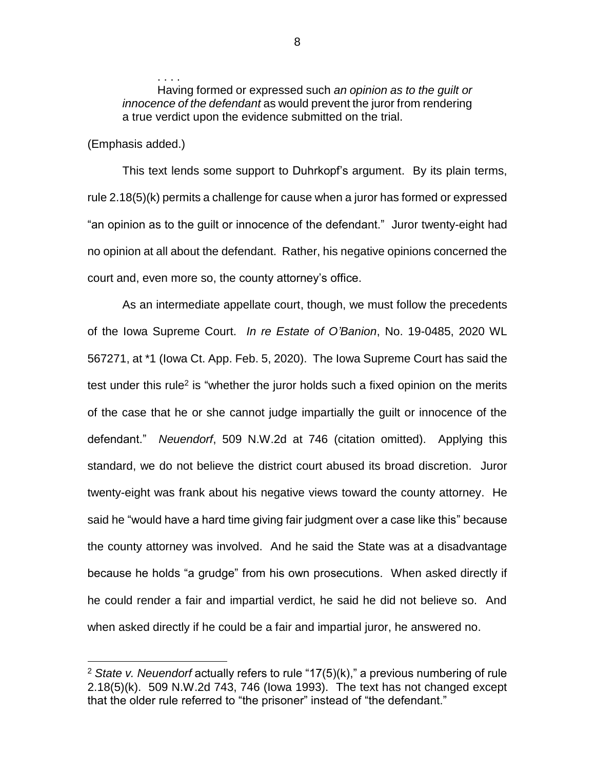> . . . .
>
> Having formed or expressed such *an opinion as to the guilt or innocence of the defendant* as would prevent the juror from rendering a true verdict upon the evidence submitted on the trial.

(Emphasis added.)

This text lends some support to Duhrkopf's argument. By its plain terms, rule 2.18(5)(k) permits a challenge for cause when a juror has formed or expressed "an opinion as to the guilt or innocence of the defendant." Juror twenty-eight had no opinion at all about the defendant. Rather, his negative opinions concerned the court and, even more so, the county attorney's office.

As an intermediate appellate court, though, we must follow the precedents of the Iowa Supreme Court. *In re Estate of O'Banion*, No. 19-0485, 2020 WL 567271, at *1 (Iowa Ct. App. Feb. 5, 2020). The Iowa Supreme Court has said the test under this rule[2] is "whether the juror holds such a fixed opinion on the merits of the case that he or she cannot judge impartially the guilt or innocence of the defendant." *Neuendorf*, 509 N.W.2d at 746 (citation omitted). Applying this standard, we do not believe the district court abused its broad discretion. Juror twenty-eight was frank about his negative views toward the county attorney. He said he "would have a hard time giving fair judgment over a case like this" because the county attorney was involved. And he said the State was at a disadvantage because he holds "a grudge" from his own prosecutions. When asked directly if he could render a fair and impartial verdict, he said he did not believe so. And when asked directly if he could be a fair and impartial juror, he answered no.

---

[2] *State v. Neuendorf* actually refers to rule "17(5)(k)," a previous numbering of rule 2.18(5)(k). 509 N.W.2d 743, 746 (Iowa 1993). The text has not changed except that the older rule referred to "the prisoner" instead of "the defendant."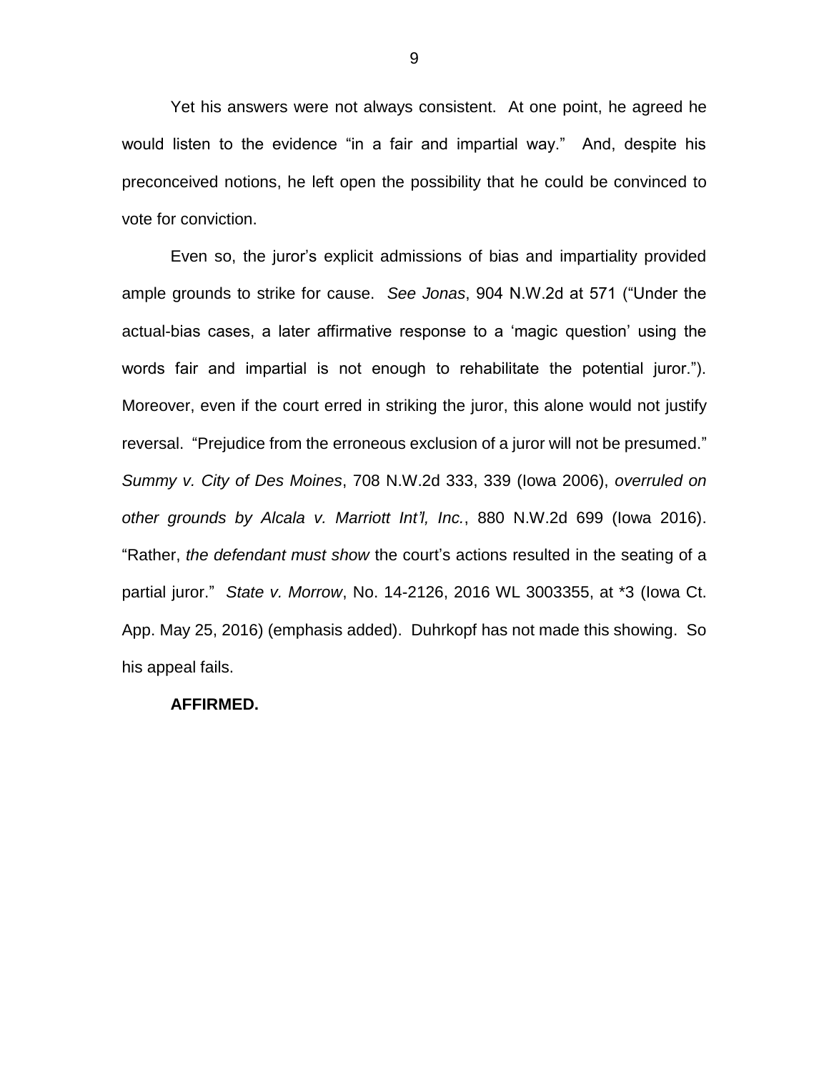Yet his answers were not always consistent. At one point, he agreed he would listen to the evidence "in a fair and impartial way." And, despite his preconceived notions, he left open the possibility that he could be convinced to vote for conviction.

Even so, the juror's explicit admissions of bias and impartiality provided ample grounds to strike for cause. *See Jonas*, 904 N.W.2d at 571 ("Under the actual-bias cases, a later affirmative response to a 'magic question' using the words fair and impartial is not enough to rehabilitate the potential juror."). Moreover, even if the court erred in striking the juror, this alone would not justify reversal. "Prejudice from the erroneous exclusion of a juror will not be presumed." *Summy v. City of Des Moines*, 708 N.W.2d 333, 339 (Iowa 2006), *overruled on other grounds by Alcala v. Marriott Int'l, Inc.*, 880 N.W.2d 699 (Iowa 2016). "Rather, *the defendant must show* the court's actions resulted in the seating of a partial juror." *State v. Morrow*, No. 14-2126, 2016 WL 3003355, at *3 (Iowa Ct. App. May 25, 2016) (emphasis added). Duhrkopf has not made this showing. So his appeal fails.

**AFFIRMED.**